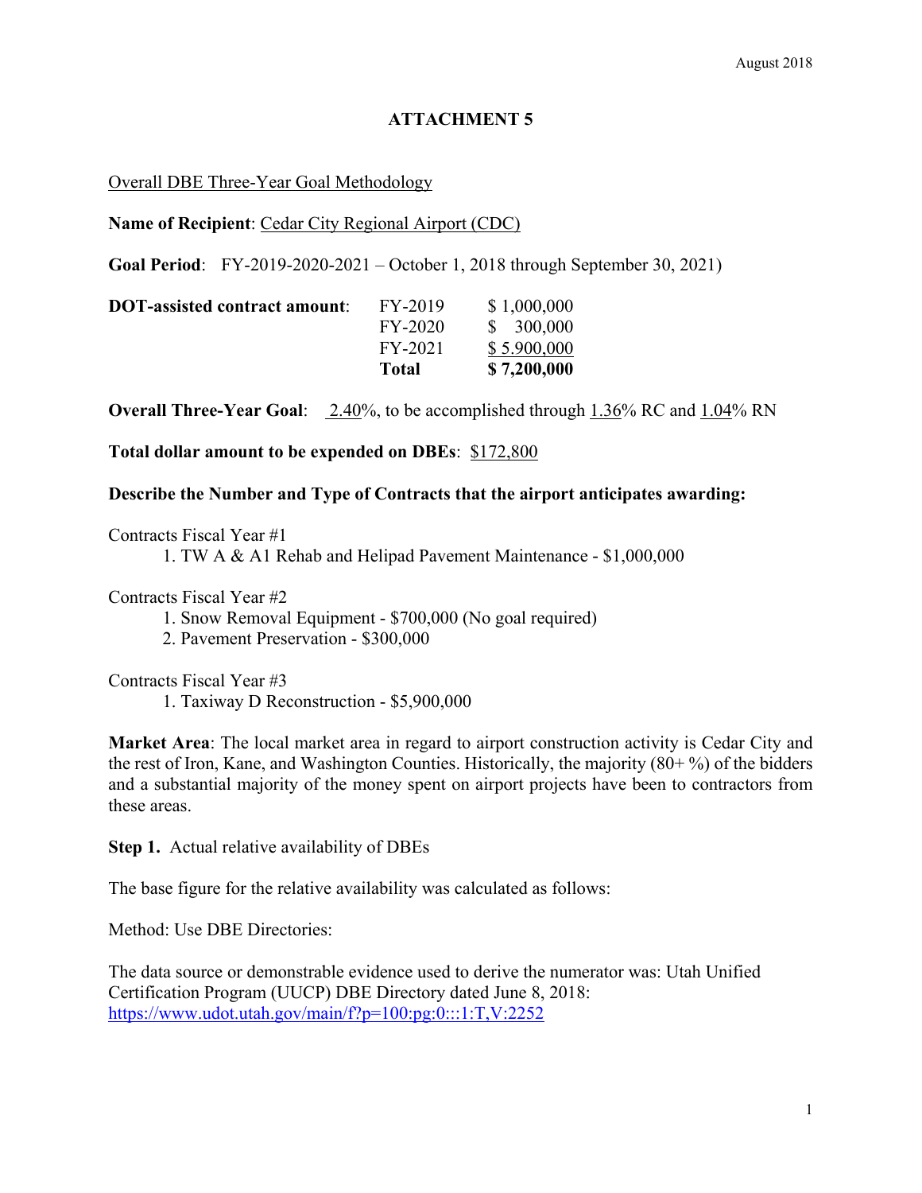# ATTACHMENT 5

Overall DBE Three-Year Goal Methodology

**Name of Recipient**: Cedar City Regional Airport (CDC)

**Goal Period**: FY-2019-2020-2021 – October 1, 2018 through September 30, 2021)

| | | |
|---|---|---|
| **DOT-assisted contract amount**: | FY-2019 | $ 1,000,000 |
| | FY-2020 | $ 300,000 |
| | FY-2021 | $ 5.900,000 |
| | **Total** | **$ 7,200,000** |

**Overall Three-Year Goal**: 2.40%, to be accomplished through 1.36% RC and 1.04% RN

**Total dollar amount to be expended on DBEs**: $172,800

**Describe the Number and Type of Contracts that the airport anticipates awarding:**

Contracts Fiscal Year #1

1. TW A & A1 Rehab and Helipad Pavement Maintenance - $1,000,000

Contracts Fiscal Year #2

1. Snow Removal Equipment - $700,000 (No goal required)
2. Pavement Preservation - $300,000

Contracts Fiscal Year #3

1. Taxiway D Reconstruction - $5,900,000

**Market Area**: The local market area in regard to airport construction activity is Cedar City and the rest of Iron, Kane, and Washington Counties. Historically, the majority (80+ %) of the bidders and a substantial majority of the money spent on airport projects have been to contractors from these areas.

**Step 1.** Actual relative availability of DBEs

The base figure for the relative availability was calculated as follows:

Method: Use DBE Directories:

The data source or demonstrable evidence used to derive the numerator was: Utah Unified Certification Program (UUCP) DBE Directory dated June 8, 2018: https://www.udot.utah.gov/main/f?p=100:pg:0:::1:T,V:2252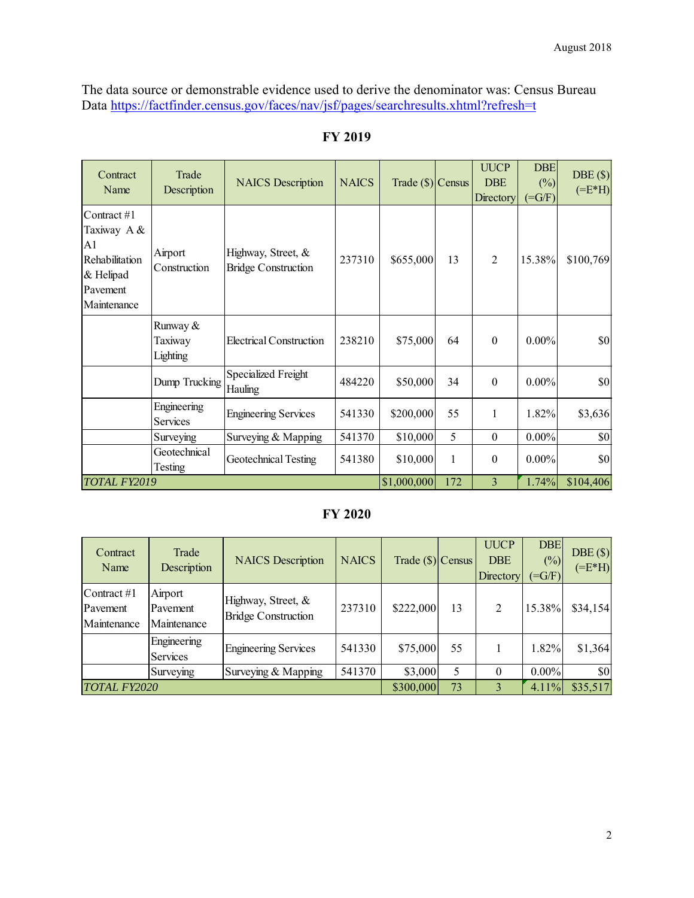The data source or demonstrable evidence used to derive the denominator was: Census Bureau Data https://factfinder.census.gov/faces/nav/jsf/pages/searchresults.xhtml?refresh=t

## FY 2019

| Contract Name | Trade Description | NAICS Description | NAICS | Trade ($) | Census | UUCP DBE Directory | DBE (%) (=G/F) | DBE ($) (=E*H) |
|---|---|---|---|---|---|---|---|---|
| Contract #1 Taxiway A & A1 Rehabilitation & Helipad Pavement Maintenance | Airport Construction | Highway, Street, & Bridge Construction | 237310 | $655,000 | 13 | 2 | 15.38% | $100,769 |
| | Runway & Taxiway Lighting | Electrical Construction | 238210 | $75,000 | 64 | 0 | 0.00% | $0 |
| | Dump Trucking | Specialized Freight Hauling | 484220 | $50,000 | 34 | 0 | 0.00% | $0 |
| | Engineering Services | Engineering Services | 541330 | $200,000 | 55 | 1 | 1.82% | $3,636 |
| | Surveying | Surveying & Mapping | 541370 | $10,000 | 5 | 0 | 0.00% | $0 |
| | Geotechnical Testing | Geotechnical Testing | 541380 | $10,000 | 1 | 0 | 0.00% | $0 |
| *TOTAL FY2019* | | | | $1,000,000 | 172 | 3 | 1.74% | $104,406 |

## FY 2020

| Contract Name | Trade Description | NAICS Description | NAICS | Trade ($) | Census | UUCP DBE Directory | DBE (%) (=G/F) | DBE ($) (=E*H) |
|---|---|---|---|---|---|---|---|---|
| Contract #1 Pavement Maintenance | Airport Pavement Maintenance | Highway, Street, & Bridge Construction | 237310 | $222,000 | 13 | 2 | 15.38% | $34,154 |
| | Engineering Services | Engineering Services | 541330 | $75,000 | 55 | 1 | 1.82% | $1,364 |
| | Surveying | Surveying & Mapping | 541370 | $3,000 | 5 | 0 | 0.00% | $0 |
| *TOTAL FY2020* | | | | $300,000 | 73 | 3 | 4.11% | $35,517 |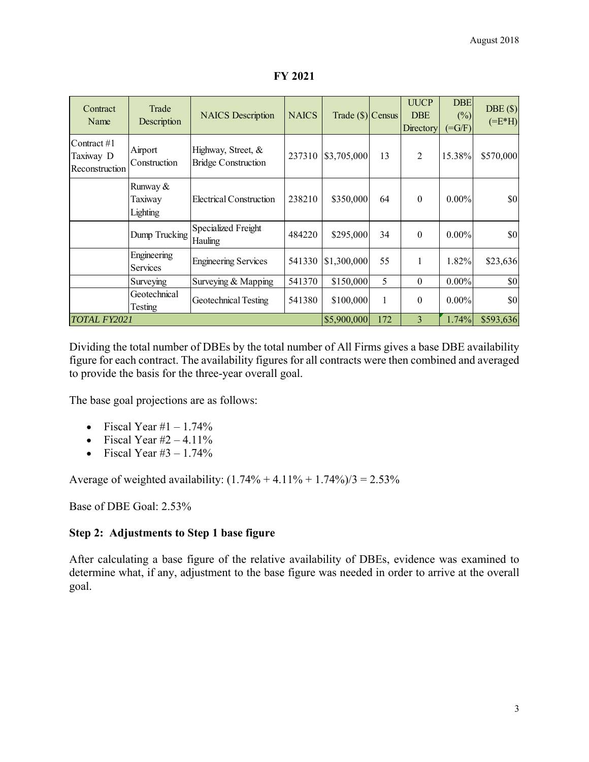**FY 2021**

| Contract Name | Trade Description | NAICS Description | NAICS | Trade ($) | Census | UUCP DBE Directory | DBE (%) (=G/F) | DBE ($) (=E*H) |
|---|---|---|---|---|---|---|---|---|
| Contract #1 Taxiway D Reconstruction | Airport Construction | Highway, Street, & Bridge Construction | 237310 | $3,705,000 | 13 | 2 | 15.38% | $570,000 |
| | Runway & Taxiway Lighting | Electrical Construction | 238210 | $350,000 | 64 | 0 | 0.00% | $0 |
| | Dump Trucking | Specialized Freight Hauling | 484220 | $295,000 | 34 | 0 | 0.00% | $0 |
| | Engineering Services | Engineering Services | 541330 | $1,300,000 | 55 | 1 | 1.82% | $23,636 |
| | Surveying | Surveying & Mapping | 541370 | $150,000 | 5 | 0 | 0.00% | $0 |
| | Geotechnical Testing | Geotechnical Testing | 541380 | $100,000 | 1 | 0 | 0.00% | $0 |
| *TOTAL FY2021* | | | | $5,900,000 | 172 | 3 | 1.74% | $593,636 |

Dividing the total number of DBEs by the total number of All Firms gives a base DBE availability figure for each contract. The availability figures for all contracts were then combined and averaged to provide the basis for the three-year overall goal.

The base goal projections are as follows:

- Fiscal Year #1 – 1.74%
- Fiscal Year #2 – 4.11%
- Fiscal Year #3 – 1.74%

Average of weighted availability: (1.74% + 4.11% + 1.74%)/3 = 2.53%

Base of DBE Goal: 2.53%

### Step 2: Adjustments to Step 1 base figure

After calculating a base figure of the relative availability of DBEs, evidence was examined to determine what, if any, adjustment to the base figure was needed in order to arrive at the overall goal.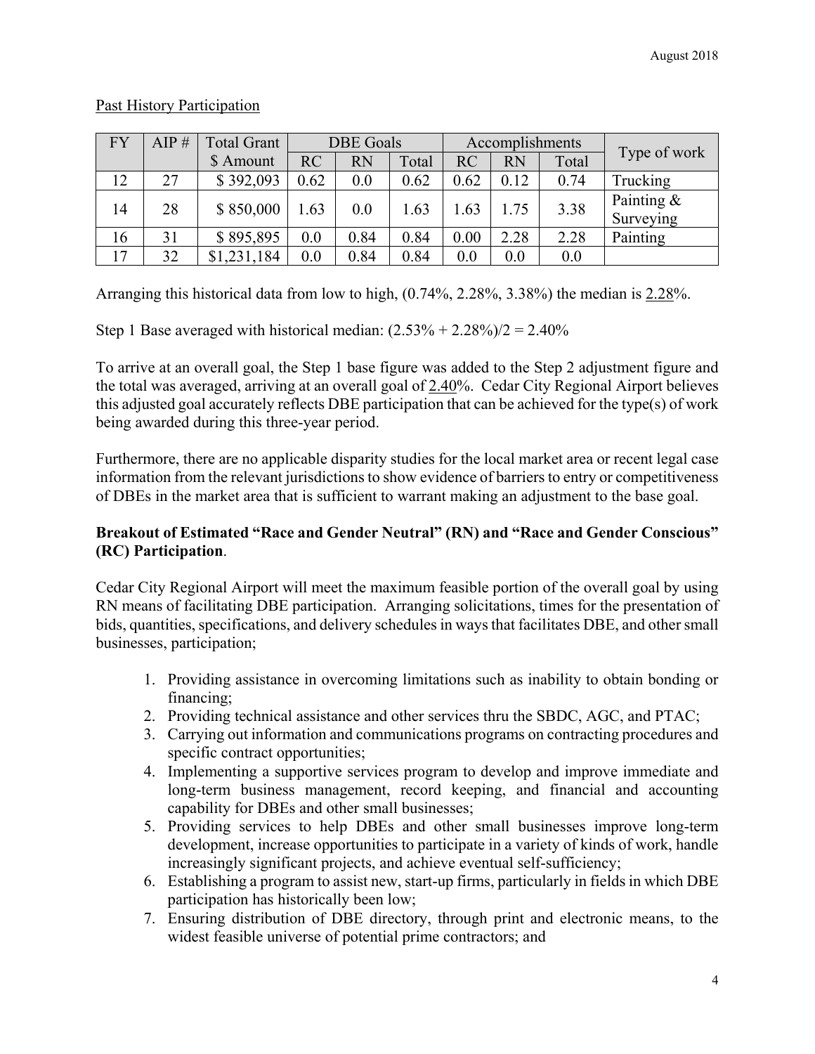Past History Participation

| FY | AIP # | Total Grant $ Amount | DBE Goals | | | Accomplishments | | | Type of work |
|---|---|---|---|---|---|---|---|---|---|
| | | | RC | RN | Total | RC | RN | Total | |
| 12 | 27 | $ 392,093 | 0.62 | 0.0 | 0.62 | 0.62 | 0.12 | 0.74 | Trucking |
| 14 | 28 | $ 850,000 | 1.63 | 0.0 | 1.63 | 1.63 | 1.75 | 3.38 | Painting & Surveying |
| 16 | 31 | $ 895,895 | 0.0 | 0.84 | 0.84 | 0.00 | 2.28 | 2.28 | Painting |
| 17 | 32 | $1,231,184 | 0.0 | 0.84 | 0.84 | 0.0 | 0.0 | 0.0 | |

Arranging this historical data from low to high, (0.74%, 2.28%, 3.38%) the median is 2.28%.

Step 1 Base averaged with historical median: (2.53% + 2.28%)/2 = 2.40%

To arrive at an overall goal, the Step 1 base figure was added to the Step 2 adjustment figure and the total was averaged, arriving at an overall goal of 2.40%. Cedar City Regional Airport believes this adjusted goal accurately reflects DBE participation that can be achieved for the type(s) of work being awarded during this three-year period.

Furthermore, there are no applicable disparity studies for the local market area or recent legal case information from the relevant jurisdictions to show evidence of barriers to entry or competitiveness of DBEs in the market area that is sufficient to warrant making an adjustment to the base goal.

**Breakout of Estimated "Race and Gender Neutral" (RN) and "Race and Gender Conscious" (RC) Participation**.

Cedar City Regional Airport will meet the maximum feasible portion of the overall goal by using RN means of facilitating DBE participation. Arranging solicitations, times for the presentation of bids, quantities, specifications, and delivery schedules in ways that facilitates DBE, and other small businesses, participation;

1. Providing assistance in overcoming limitations such as inability to obtain bonding or financing;
2. Providing technical assistance and other services thru the SBDC, AGC, and PTAC;
3. Carrying out information and communications programs on contracting procedures and specific contract opportunities;
4. Implementing a supportive services program to develop and improve immediate and long-term business management, record keeping, and financial and accounting capability for DBEs and other small businesses;
5. Providing services to help DBEs and other small businesses improve long-term development, increase opportunities to participate in a variety of kinds of work, handle increasingly significant projects, and achieve eventual self-sufficiency;
6. Establishing a program to assist new, start-up firms, particularly in fields in which DBE participation has historically been low;
7. Ensuring distribution of DBE directory, through print and electronic means, to the widest feasible universe of potential prime contractors; and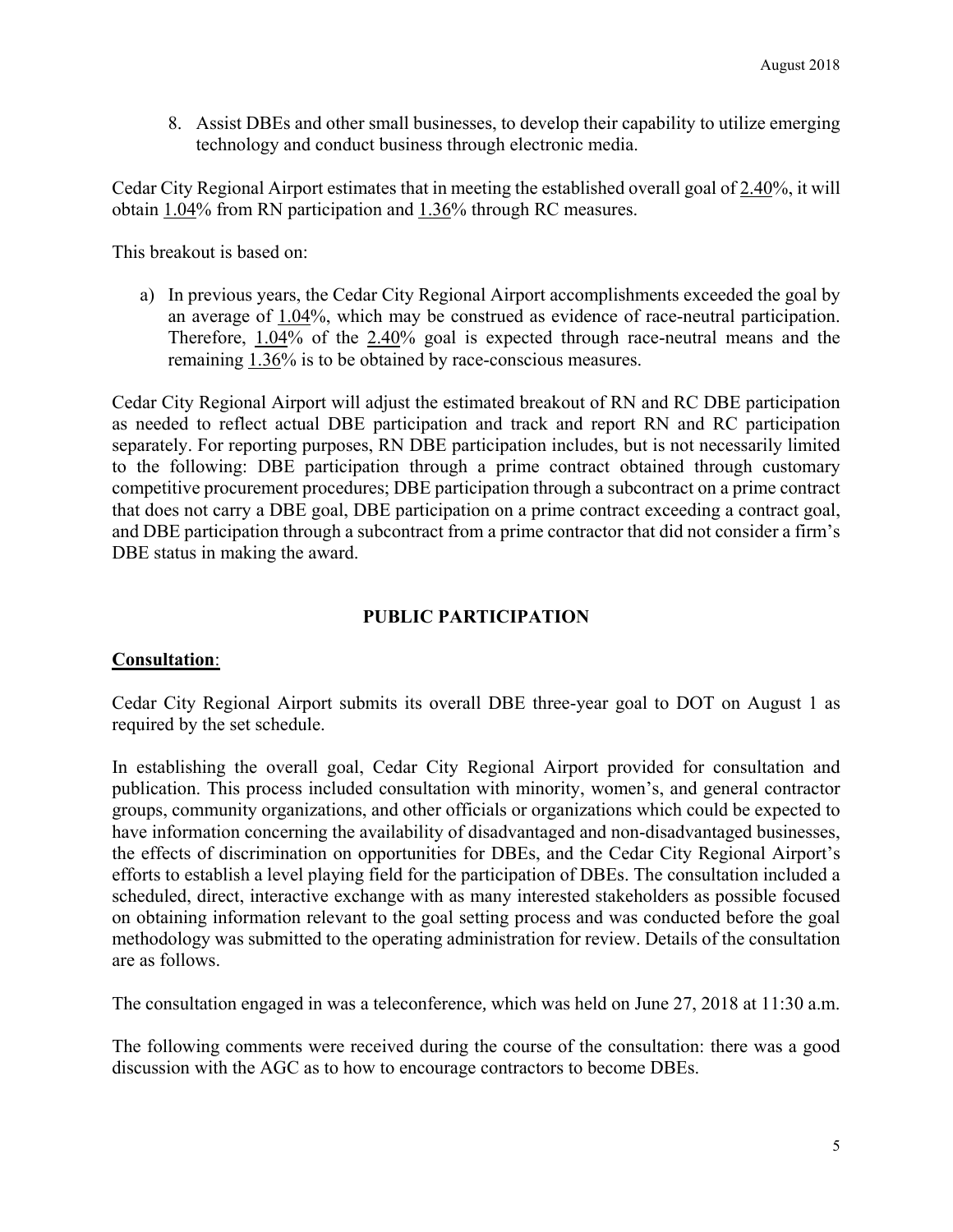8. Assist DBEs and other small businesses, to develop their capability to utilize emerging technology and conduct business through electronic media.

Cedar City Regional Airport estimates that in meeting the established overall goal of 2.40%, it will obtain 1.04% from RN participation and 1.36% through RC measures.

This breakout is based on:

a) In previous years, the Cedar City Regional Airport accomplishments exceeded the goal by an average of 1.04%, which may be construed as evidence of race-neutral participation. Therefore, 1.04% of the 2.40% goal is expected through race-neutral means and the remaining 1.36% is to be obtained by race-conscious measures.

Cedar City Regional Airport will adjust the estimated breakout of RN and RC DBE participation as needed to reflect actual DBE participation and track and report RN and RC participation separately. For reporting purposes, RN DBE participation includes, but is not necessarily limited to the following: DBE participation through a prime contract obtained through customary competitive procurement procedures; DBE participation through a subcontract on a prime contract that does not carry a DBE goal, DBE participation on a prime contract exceeding a contract goal, and DBE participation through a subcontract from a prime contractor that did not consider a firm's DBE status in making the award.

## PUBLIC PARTICIPATION

**Consultation**:

Cedar City Regional Airport submits its overall DBE three-year goal to DOT on August 1 as required by the set schedule.

In establishing the overall goal, Cedar City Regional Airport provided for consultation and publication. This process included consultation with minority, women's, and general contractor groups, community organizations, and other officials or organizations which could be expected to have information concerning the availability of disadvantaged and non-disadvantaged businesses, the effects of discrimination on opportunities for DBEs, and the Cedar City Regional Airport's efforts to establish a level playing field for the participation of DBEs. The consultation included a scheduled, direct, interactive exchange with as many interested stakeholders as possible focused on obtaining information relevant to the goal setting process and was conducted before the goal methodology was submitted to the operating administration for review. Details of the consultation are as follows.

The consultation engaged in was a teleconference, which was held on June 27, 2018 at 11:30 a.m.

The following comments were received during the course of the consultation: there was a good discussion with the AGC as to how to encourage contractors to become DBEs.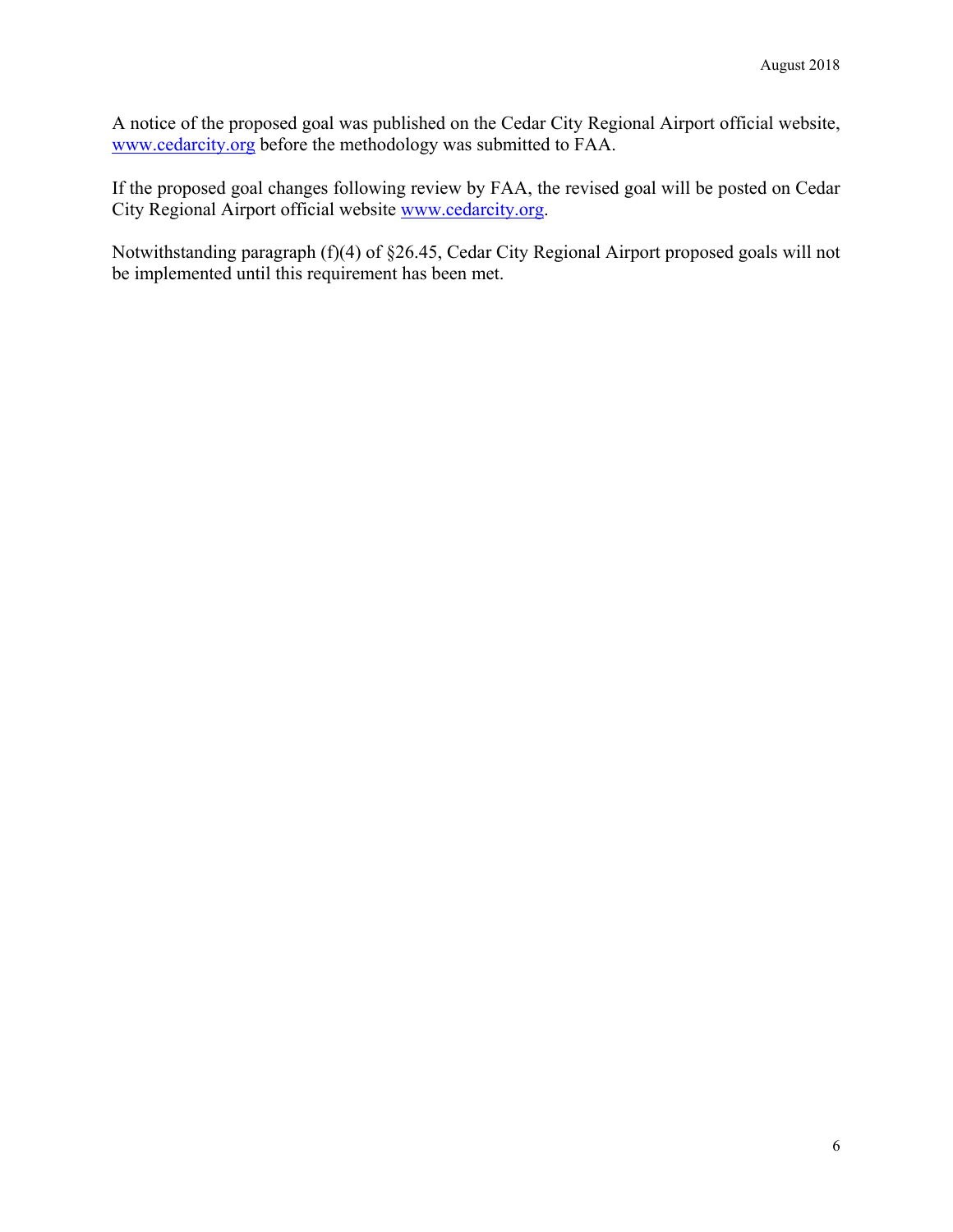A notice of the proposed goal was published on the Cedar City Regional Airport official website, www.cedarcity.org before the methodology was submitted to FAA.

If the proposed goal changes following review by FAA, the revised goal will be posted on Cedar City Regional Airport official website www.cedarcity.org.

Notwithstanding paragraph (f)(4) of §26.45, Cedar City Regional Airport proposed goals will not be implemented until this requirement has been met.